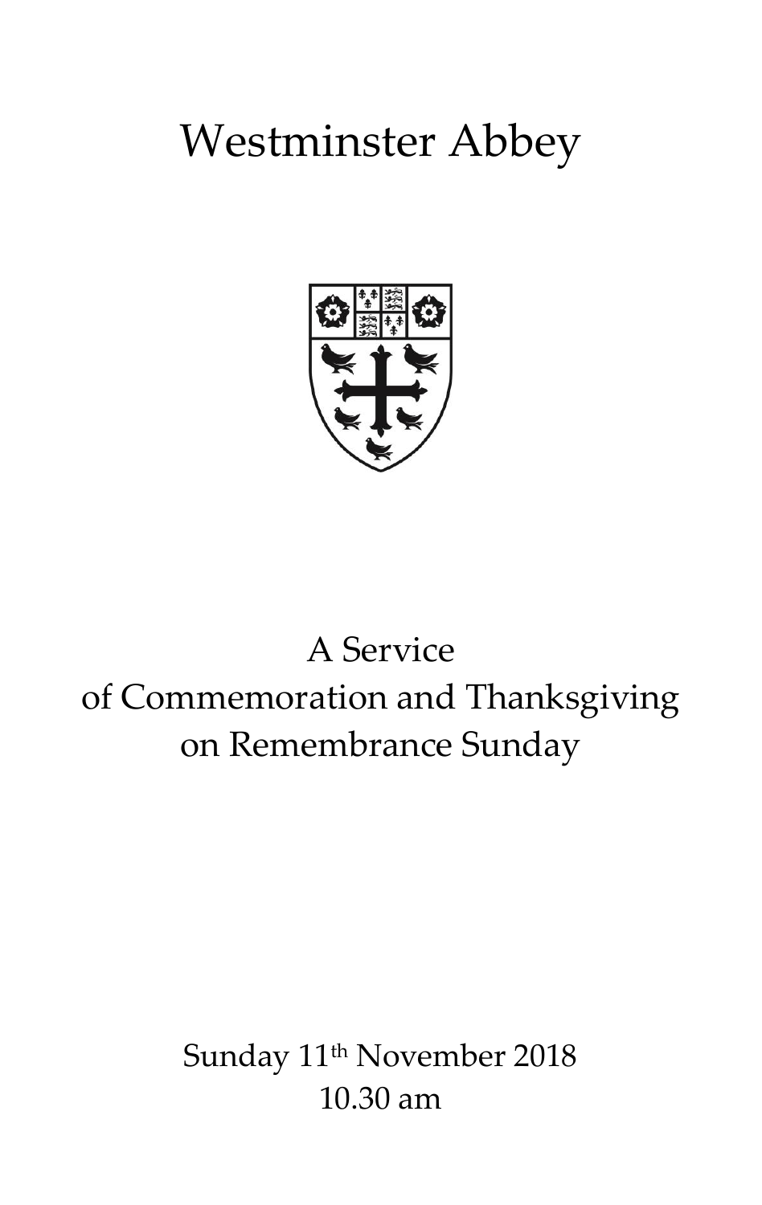# Westminster Abbey

## A Service of Commemoration and Thanksgiving on Remembrance Sunday

Sunday 11th November 2018
10.30 am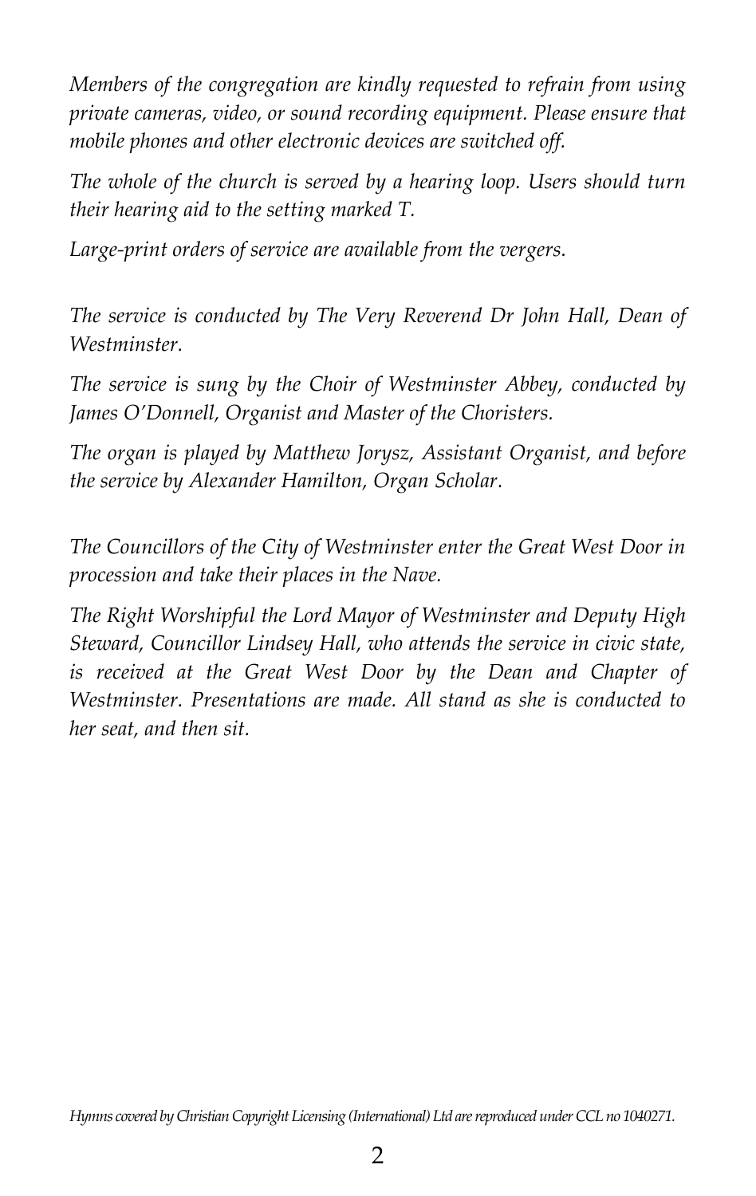*Members of the congregation are kindly requested to refrain from using private cameras, video, or sound recording equipment. Please ensure that mobile phones and other electronic devices are switched off.*

*The whole of the church is served by a hearing loop. Users should turn their hearing aid to the setting marked T.*

*Large-print orders of service are available from the vergers.*

*The service is conducted by The Very Reverend Dr John Hall, Dean of Westminster.*

*The service is sung by the Choir of Westminster Abbey, conducted by James O'Donnell, Organist and Master of the Choristers.*

*The organ is played by Matthew Jorysz, Assistant Organist, and before the service by Alexander Hamilton, Organ Scholar.*

*The Councillors of the City of Westminster enter the Great West Door in procession and take their places in the Nave.*

*The Right Worshipful the Lord Mayor of Westminster and Deputy High Steward, Councillor Lindsey Hall, who attends the service in civic state, is received at the Great West Door by the Dean and Chapter of Westminster. Presentations are made. All stand as she is conducted to her seat, and then sit.*

*Hymns covered by Christian Copyright Licensing (International) Ltd are reproduced under CCL no 1040271.*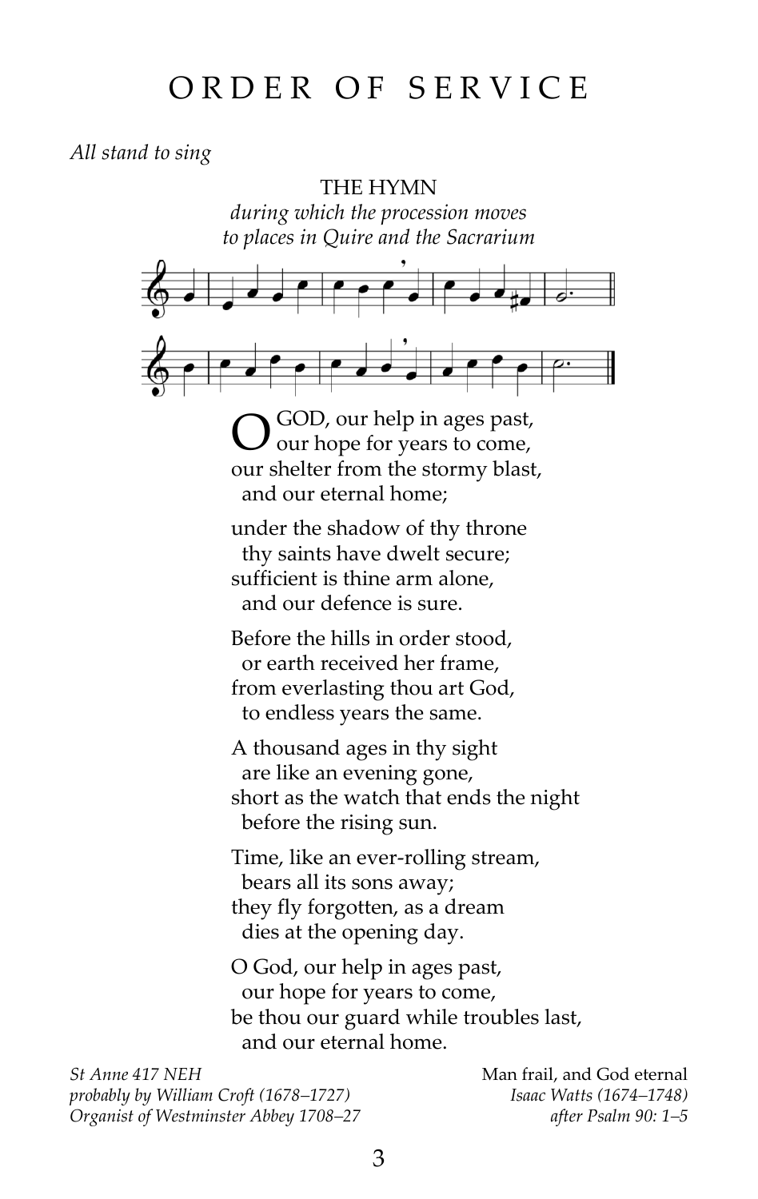# ORDER OF SERVICE

*All stand to sing*

THE HYMN

*during which the procession moves*
*to places in Quire and the Sacrarium*

O GOD, our help in ages past,
  our hope for years to come,
our shelter from the stormy blast,
  and our eternal home;

under the shadow of thy throne
  thy saints have dwelt secure;
sufficient is thine arm alone,
  and our defence is sure.

Before the hills in order stood,
  or earth received her frame,
from everlasting thou art God,
  to endless years the same.

A thousand ages in thy sight
  are like an evening gone,
short as the watch that ends the night
  before the rising sun.

Time, like an ever-rolling stream,
  bears all its sons away;
they fly forgotten, as a dream
  dies at the opening day.

O God, our help in ages past,
  our hope for years to come,
be thou our guard while troubles last,
  and our eternal home.

*St Anne 417 NEH*
*probably by William Croft (1678–1727)*
*Organist of Westminster Abbey 1708–27*

Man frail, and God eternal
*Isaac Watts (1674–1748)*
*after Psalm 90: 1–5*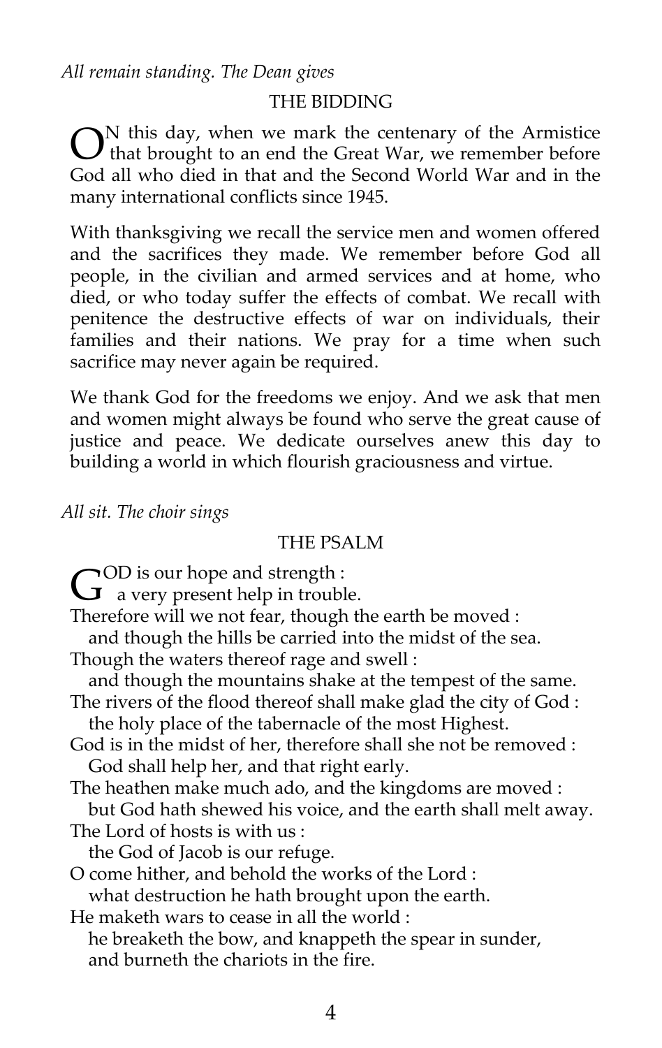*All remain standing. The Dean gives*

## THE BIDDING

ON this day, when we mark the centenary of the Armistice that brought to an end the Great War, we remember before God all who died in that and the Second World War and in the many international conflicts since 1945.

With thanksgiving we recall the service men and women offered and the sacrifices they made. We remember before God all people, in the civilian and armed services and at home, who died, or who today suffer the effects of combat. We recall with penitence the destructive effects of war on individuals, their families and their nations. We pray for a time when such sacrifice may never again be required.

We thank God for the freedoms we enjoy. And we ask that men and women might always be found who serve the great cause of justice and peace. We dedicate ourselves anew this day to building a world in which flourish graciousness and virtue.

*All sit. The choir sings*

## THE PSALM

GOD is our hope and strength :
 a very present help in trouble.
Therefore will we not fear, though the earth be moved :
 and though the hills be carried into the midst of the sea.
Though the waters thereof rage and swell :
 and though the mountains shake at the tempest of the same.
The rivers of the flood thereof shall make glad the city of God :
 the holy place of the tabernacle of the most Highest.
God is in the midst of her, therefore shall she not be removed :
 God shall help her, and that right early.
The heathen make much ado, and the kingdoms are moved :
 but God hath shewed his voice, and the earth shall melt away.
The Lord of hosts is with us :
 the God of Jacob is our refuge.
O come hither, and behold the works of the Lord :
 what destruction he hath brought upon the earth.
He maketh wars to cease in all the world :
 he breaketh the bow, and knappeth the spear in sunder,
 and burneth the chariots in the fire.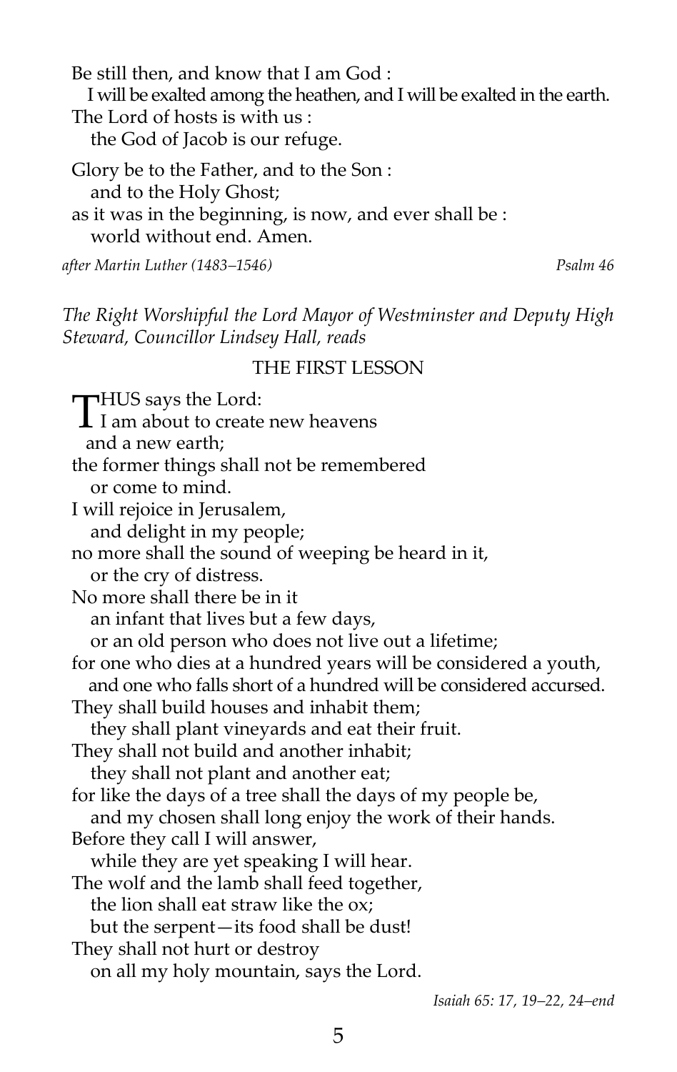Be still then, and know that I am God :
I will be exalted among the heathen, and I will be exalted in the earth.
The Lord of hosts is with us :
the God of Jacob is our refuge.

Glory be to the Father, and to the Son :
and to the Holy Ghost;
as it was in the beginning, is now, and ever shall be :
world without end. Amen.

*after Martin Luther (1483–1546)* *Psalm 46*

*The Right Worshipful the Lord Mayor of Westminster and Deputy High Steward, Councillor Lindsey Hall, reads*

## THE FIRST LESSON

THUS says the Lord:
I am about to create new heavens
and a new earth;
the former things shall not be remembered
or come to mind.
I will rejoice in Jerusalem,
and delight in my people;
no more shall the sound of weeping be heard in it,
or the cry of distress.
No more shall there be in it
an infant that lives but a few days,
or an old person who does not live out a lifetime;
for one who dies at a hundred years will be considered a youth,
and one who falls short of a hundred will be considered accursed.
They shall build houses and inhabit them;
they shall plant vineyards and eat their fruit.
They shall not build and another inhabit;
they shall not plant and another eat;
for like the days of a tree shall the days of my people be,
and my chosen shall long enjoy the work of their hands.
Before they call I will answer,
while they are yet speaking I will hear.
The wolf and the lamb shall feed together,
the lion shall eat straw like the ox;
but the serpent—its food shall be dust!
They shall not hurt or destroy
on all my holy mountain, says the Lord.

*Isaiah 65: 17, 19–22, 24–end*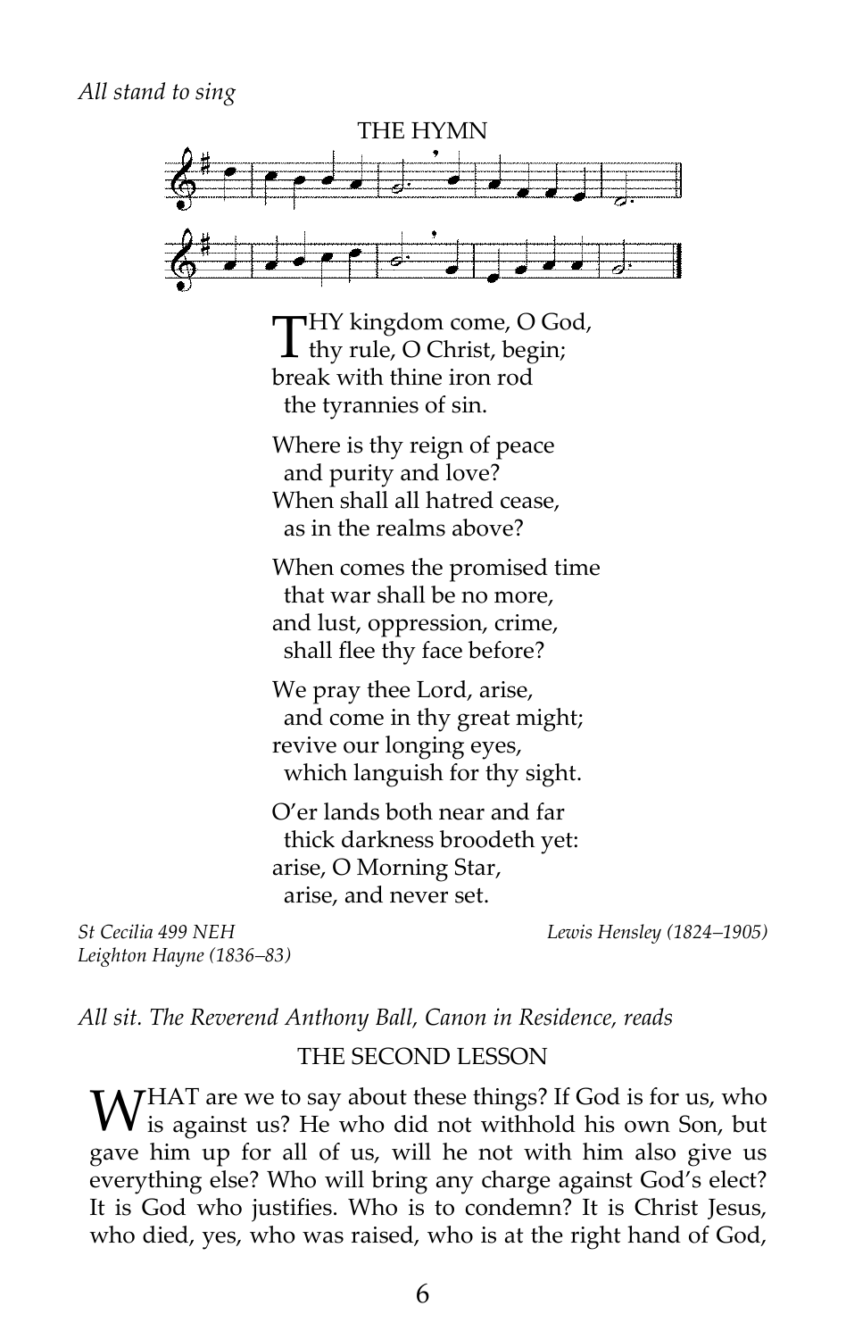*All stand to sing*

## THE HYMN

THY kingdom come, O God,
thy rule, O Christ, begin;
break with thine iron rod
the tyrannies of sin.

Where is thy reign of peace
and purity and love?
When shall all hatred cease,
as in the realms above?

When comes the promised time
that war shall be no more,
and lust, oppression, crime,
shall flee thy face before?

We pray thee Lord, arise,
and come in thy great might;
revive our longing eyes,
which languish for thy sight.

O'er lands both near and far
thick darkness broodeth yet:
arise, O Morning Star,
arise, and never set.

*St Cecilia 499 NEH*
*Leighton Hayne (1836–83)*

*Lewis Hensley (1824–1905)*

*All sit. The Reverend Anthony Ball, Canon in Residence, reads*

## THE SECOND LESSON

WHAT are we to say about these things? If God is for us, who is against us? He who did not withhold his own Son, but gave him up for all of us, will he not with him also give us everything else? Who will bring any charge against God's elect? It is God who justifies. Who is to condemn? It is Christ Jesus, who died, yes, who was raised, who is at the right hand of God,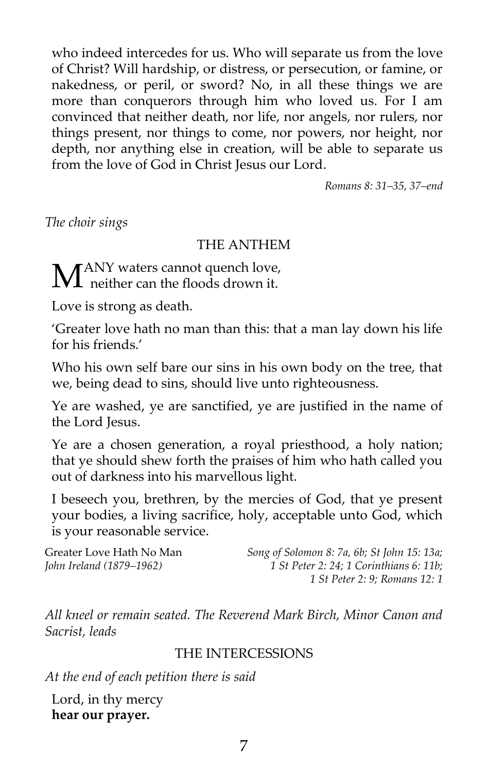who indeed intercedes for us. Who will separate us from the love of Christ? Will hardship, or distress, or persecution, or famine, or nakedness, or peril, or sword? No, in all these things we are more than conquerors through him who loved us. For I am convinced that neither death, nor life, nor angels, nor rulers, nor things present, nor things to come, nor powers, nor height, nor depth, nor anything else in creation, will be able to separate us from the love of God in Christ Jesus our Lord.

*Romans 8: 31–35, 37–end*

*The choir sings*

## THE ANTHEM

MANY waters cannot quench love,
neither can the floods drown it.

Love is strong as death.

'Greater love hath no man than this: that a man lay down his life for his friends.'

Who his own self bare our sins in his own body on the tree, that we, being dead to sins, should live unto righteousness.

Ye are washed, ye are sanctified, ye are justified in the name of the Lord Jesus.

Ye are a chosen generation, a royal priesthood, a holy nation; that ye should shew forth the praises of him who hath called you out of darkness into his marvellous light.

I beseech you, brethren, by the mercies of God, that ye present your bodies, a living sacrifice, holy, acceptable unto God, which is your reasonable service.

Greater Love Hath No Man
*John Ireland (1879–1962)*

*Song of Solomon 8: 7a, 6b; St John 15: 13a; 1 St Peter 2: 24; 1 Corinthians 6: 11b; 1 St Peter 2: 9; Romans 12: 1*

*All kneel or remain seated. The Reverend Mark Birch, Minor Canon and Sacrist, leads*

## THE INTERCESSIONS

*At the end of each petition there is said*

Lord, in thy mercy
**hear our prayer.**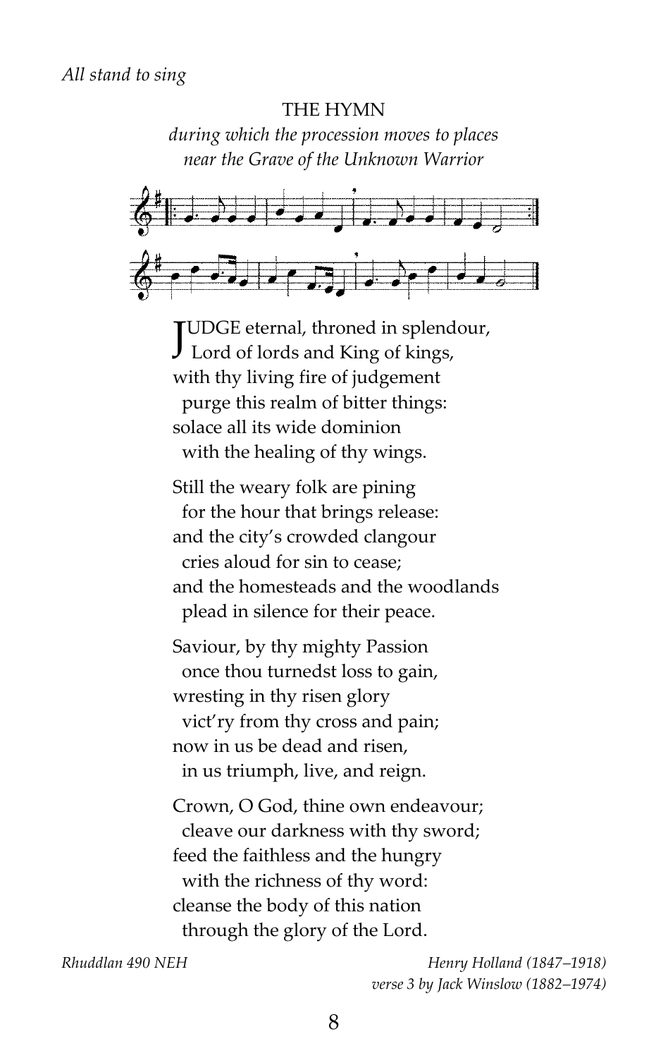*All stand to sing*

## THE HYMN

*during which the procession moves to places near the Grave of the Unknown Warrior*

JUDGE eternal, throned in splendour,
  Lord of lords and King of kings,
with thy living fire of judgement
  purge this realm of bitter things:
solace all its wide dominion
  with the healing of thy wings.

Still the weary folk are pining
  for the hour that brings release:
and the city's crowded clangour
  cries aloud for sin to cease;
and the homesteads and the woodlands
  plead in silence for their peace.

Saviour, by thy mighty Passion
  once thou turnedst loss to gain,
wresting in thy risen glory
  vict'ry from thy cross and pain;
now in us be dead and risen,
  in us triumph, live, and reign.

Crown, O God, thine own endeavour;
  cleave our darkness with thy sword;
feed the faithless and the hungry
  with the richness of thy word:
cleanse the body of this nation
  through the glory of the Lord.

*Rhuddlan 490 NEH*

*Henry Holland (1847–1918)*
*verse 3 by Jack Winslow (1882–1974)*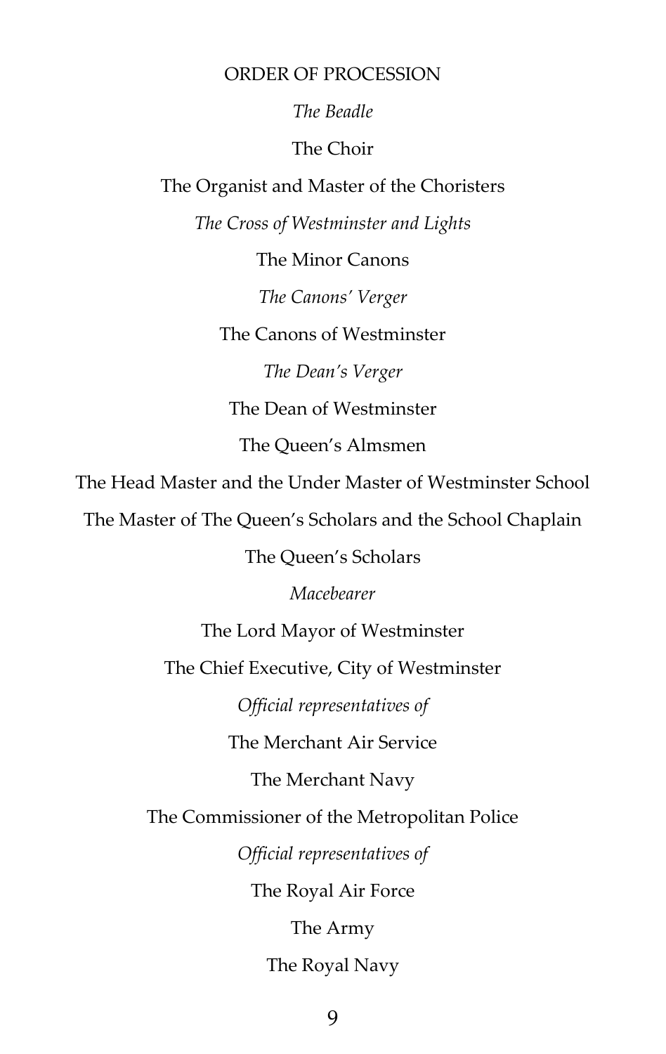## ORDER OF PROCESSION

*The Beadle*

The Choir

The Organist and Master of the Choristers

*The Cross of Westminster and Lights*

The Minor Canons

*The Canons' Verger*

The Canons of Westminster

*The Dean's Verger*

The Dean of Westminster

The Queen's Almsmen

The Head Master and the Under Master of Westminster School

The Master of The Queen's Scholars and the School Chaplain

The Queen's Scholars

*Macebearer*

The Lord Mayor of Westminster

The Chief Executive, City of Westminster

*Official representatives of*

The Merchant Air Service

The Merchant Navy

The Commissioner of the Metropolitan Police

*Official representatives of*

The Royal Air Force

The Army

The Royal Navy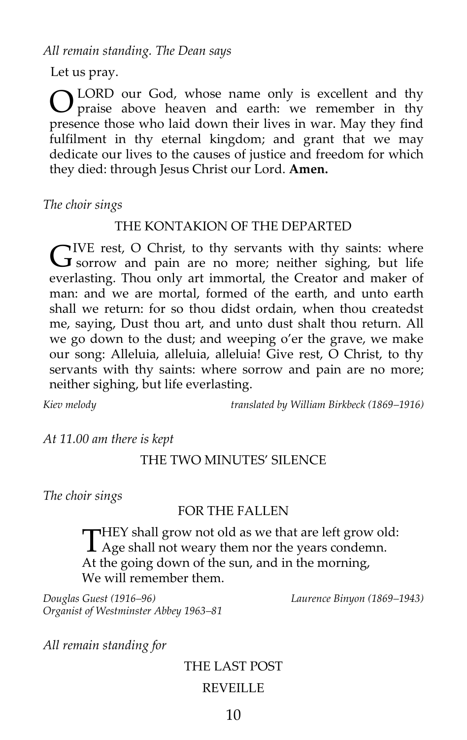*All remain standing. The Dean says*

Let us pray.

O LORD our God, whose name only is excellent and thy praise above heaven and earth: we remember in thy presence those who laid down their lives in war. May they find fulfilment in thy eternal kingdom; and grant that we may dedicate our lives to the causes of justice and freedom for which they died: through Jesus Christ our Lord. **Amen.**

*The choir sings*

### THE KONTAKION OF THE DEPARTED

GIVE rest, O Christ, to thy servants with thy saints: where sorrow and pain are no more; neither sighing, but life everlasting. Thou only art immortal, the Creator and maker of man: and we are mortal, formed of the earth, and unto earth shall we return: for so thou didst ordain, when thou createdst me, saying, Dust thou art, and unto dust shalt thou return. All we go down to the dust; and weeping o'er the grave, we make our song: Alleluia, alleluia, alleluia! Give rest, O Christ, to thy servants with thy saints: where sorrow and pain are no more; neither sighing, but life everlasting.

*Kiev melody* — *translated by William Birkbeck (1869–1916)*

*At 11.00 am there is kept*

### THE TWO MINUTES' SILENCE

*The choir sings*

### FOR THE FALLEN

THEY shall grow not old as we that are left grow old:
Age shall not weary them nor the years condemn.
At the going down of the sun, and in the morning,
We will remember them.

*Douglas Guest (1916–96)*
*Organist of Westminster Abbey 1963–81* — *Laurence Binyon (1869–1943)*

*All remain standing for*

### THE LAST POST

### REVEILLE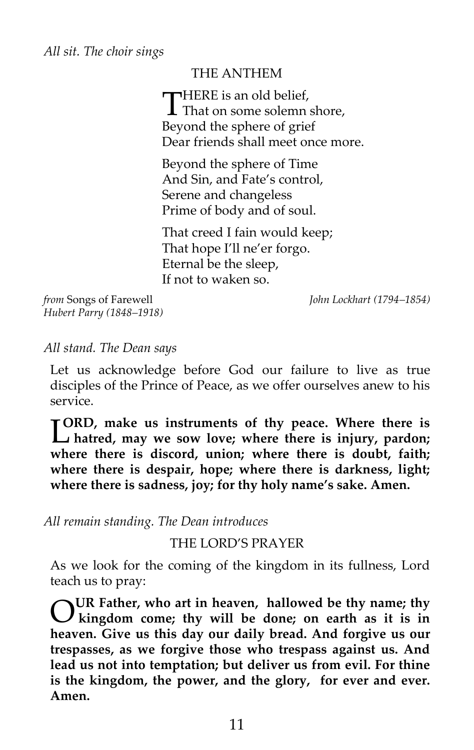*All sit. The choir sings*

## THE ANTHEM

THERE is an old belief,  
That on some solemn shore,  
Beyond the sphere of grief  
Dear friends shall meet once more.

Beyond the sphere of Time  
And Sin, and Fate's control,  
Serene and changeless  
Prime of body and of soul.

That creed I fain would keep;  
That hope I'll ne'er forgo.  
Eternal be the sleep,  
If not to waken so.

*from* Songs of Farewell  
*Hubert Parry (1848–1918)*

*John Lockhart (1794–1854)*

*All stand. The Dean says*

Let us acknowledge before God our failure to live as true disciples of the Prince of Peace, as we offer ourselves anew to his service.

**LORD, make us instruments of thy peace. Where there is hatred, may we sow love; where there is injury, pardon; where there is discord, union; where there is doubt, faith; where there is despair, hope; where there is darkness, light; where there is sadness, joy; for thy holy name's sake. Amen.**

*All remain standing. The Dean introduces*

## THE LORD'S PRAYER

As we look for the coming of the kingdom in its fullness, Lord teach us to pray:

**OUR Father, who art in heaven, hallowed be thy name; thy kingdom come; thy will be done; on earth as it is in heaven. Give us this day our daily bread. And forgive us our trespasses, as we forgive those who trespass against us. And lead us not into temptation; but deliver us from evil. For thine is the kingdom, the power, and the glory, for ever and ever. Amen.**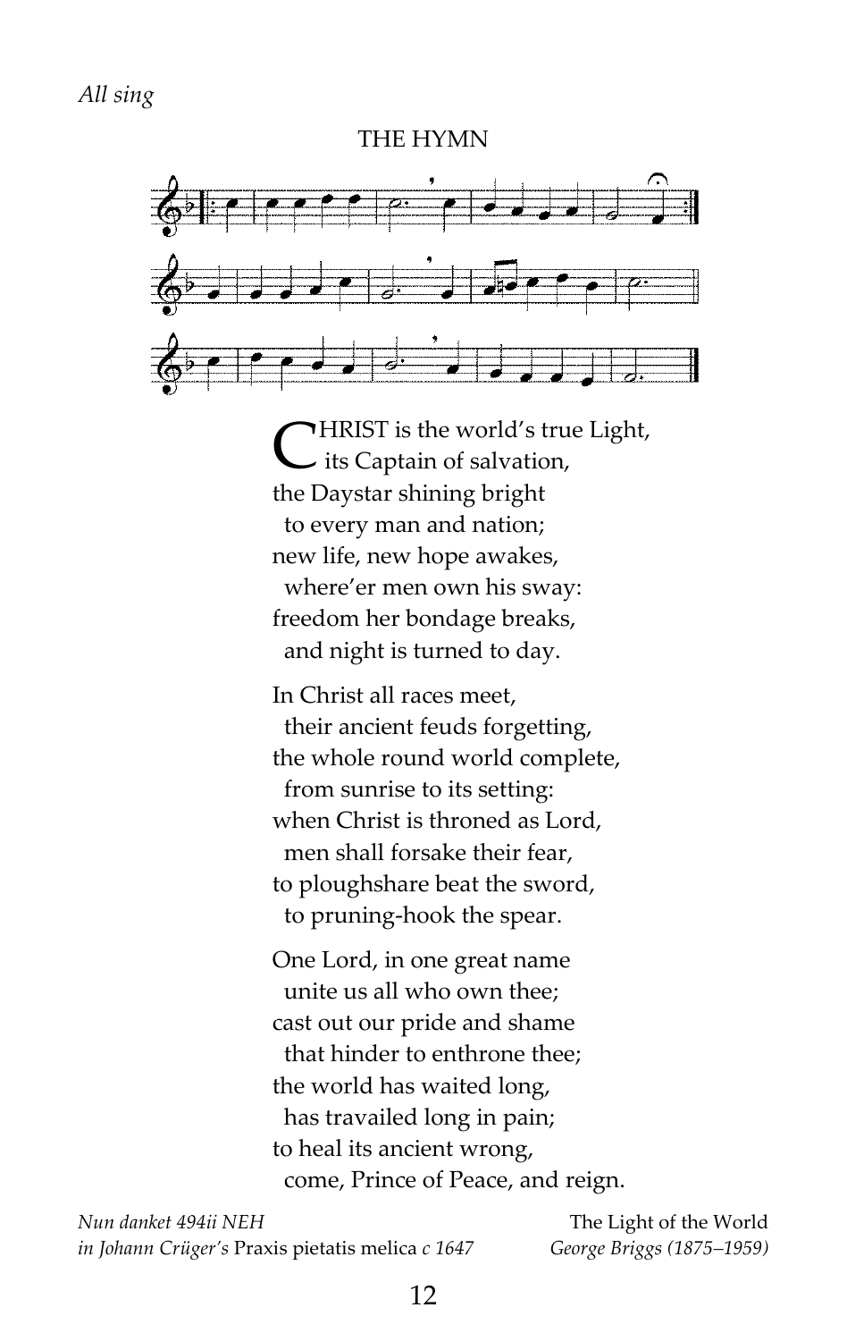*All sing*

## THE HYMN

CHRIST is the world's true Light,
  its Captain of salvation,
the Daystar shining bright
  to every man and nation;
new life, new hope awakes,
  where'er men own his sway:
freedom her bondage breaks,
  and night is turned to day.

In Christ all races meet,
  their ancient feuds forgetting,
the whole round world complete,
  from sunrise to its setting:
when Christ is throned as Lord,
  men shall forsake their fear,
to ploughshare beat the sword,
  to pruning-hook the spear.

One Lord, in one great name
  unite us all who own thee;
cast out our pride and shame
  that hinder to enthrone thee;
the world has waited long,
  has travailed long in pain;
to heal its ancient wrong,
  come, Prince of Peace, and reign.

*Nun danket 494ii NEH*
*in Johann Crüger's* Praxis pietatis melica *c 1647*

The Light of the World
*George Briggs (1875–1959)*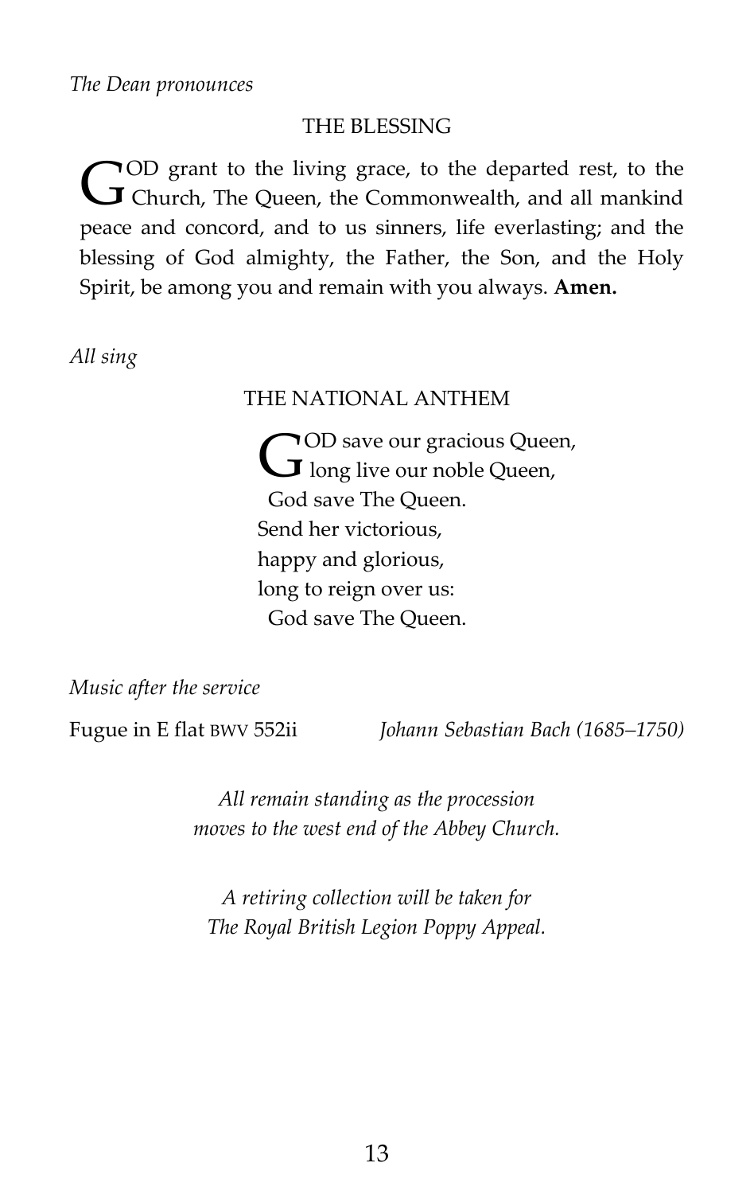*The Dean pronounces*

## THE BLESSING

GOD grant to the living grace, to the departed rest, to the Church, The Queen, the Commonwealth, and all mankind peace and concord, and to us sinners, life everlasting; and the blessing of God almighty, the Father, the Son, and the Holy Spirit, be among you and remain with you always. **Amen.**

*All sing*

## THE NATIONAL ANTHEM

GOD save our gracious Queen,  
long live our noble Queen,  
God save The Queen.  
Send her victorious,  
happy and glorious,  
long to reign over us:  
God save The Queen.

*Music after the service*

Fugue in E flat BWV 552ii *Johann Sebastian Bach (1685–1750)*

*All remain standing as the procession moves to the west end of the Abbey Church.*

*A retiring collection will be taken for The Royal British Legion Poppy Appeal.*